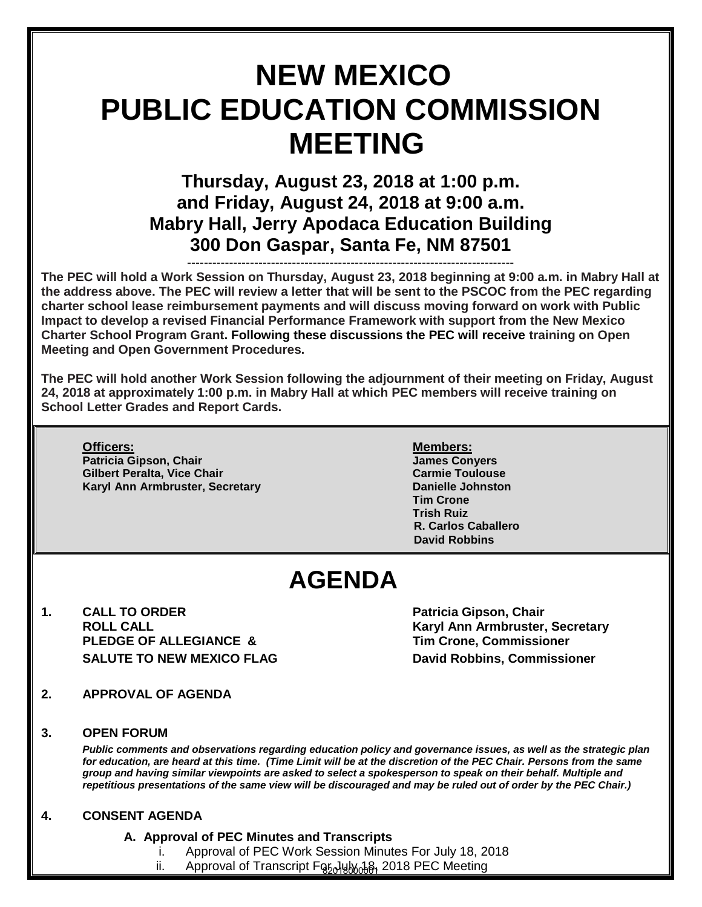# NEW MEXICO PUBLIC EDUCATION COMMISSION MEETING

## Thursday, August 23, 2018 at 1:00 p.m. and Friday, August 24, 2018 at 9:00 a.m. Mabry Hall, Jerry Apodaca Education Building 300 Don Gaspar, Santa Fe, NM 87501

---

**The PEC will hold a Work Session on Thursday, August 23, 2018 beginning at 9:00 a.m. in Mabry Hall at the address above. The PEC will review a letter that will be sent to the PSCOC from the PEC regarding charter school lease reimbursement payments and will discuss moving forward on work with Public Impact to develop a revised Financial Performance Framework with support from the New Mexico Charter School Program Grant. Following these discussions the PEC will receive training on Open Meeting and Open Government Procedures.**

**The PEC will hold another Work Session following the adjournment of their meeting on Friday, August 24, 2018 at approximately 1:00 p.m. in Mabry Hall at which PEC members will receive training on School Letter Grades and Report Cards.**

**Officers:**
**Patricia Gipson, Chair**
**Gilbert Peralta, Vice Chair**
**Karyl Ann Armbruster, Secretary**

**Members:**
**James Conyers**
**Carmie Toulouse**
**Danielle Johnston**
**Tim Crone**
**Trish Ruiz**
**R. Carlos Caballero**
**David Robbins**

# AGENDA

**1. CALL TO ORDER** — **Patricia Gipson, Chair**
**ROLL CALL** — **Karyl Ann Armbruster, Secretary**
**PLEDGE OF ALLEGIANCE &** — **Tim Crone, Commissioner**
**SALUTE TO NEW MEXICO FLAG** — **David Robbins, Commissioner**

**2. APPROVAL OF AGENDA**

**3. OPEN FORUM**

***Public comments and observations regarding education policy and governance issues, as well as the strategic plan for education, are heard at this time. (Time Limit will be at the discretion of the PEC Chair. Persons from the same group and having similar viewpoints are asked to select a spokesperson to speak on their behalf. Multiple and repetitious presentations of the same view will be discouraged and may be ruled out of order by the PEC Chair.)***

**4. CONSENT AGENDA**

**A. Approval of PEC Minutes and Transcripts**

i. Approval of PEC Work Session Minutes For July 18, 2018
ii. Approval of Transcript For July 18, 2018 PEC Meeting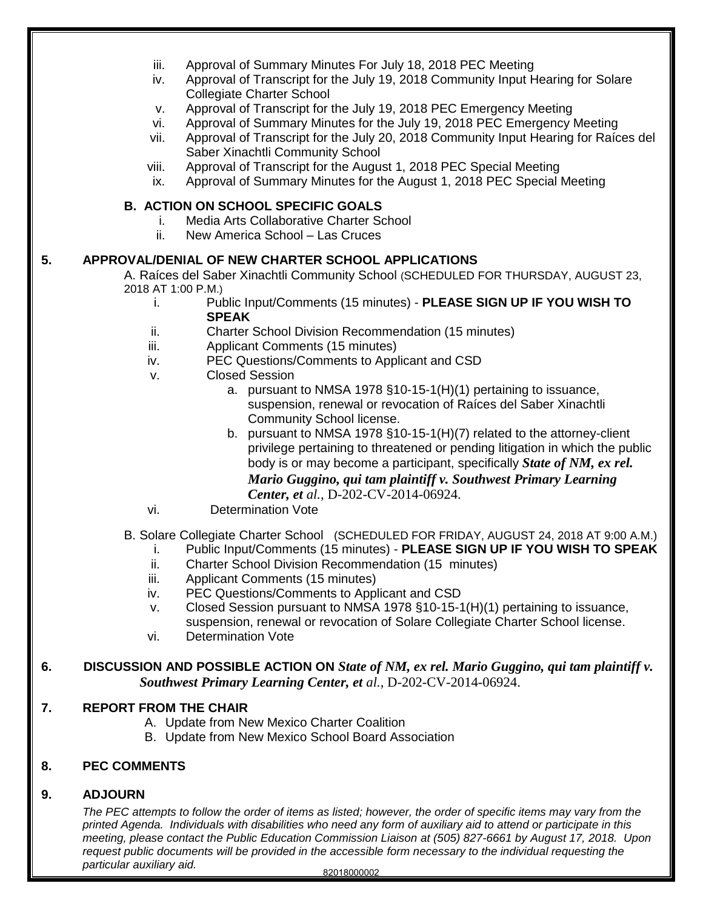iii. Approval of Summary Minutes For July 18, 2018 PEC Meeting
   iv. Approval of Transcript for the July 19, 2018 Community Input Hearing for Solare Collegiate Charter School
   v. Approval of Transcript for the July 19, 2018 PEC Emergency Meeting
   vi. Approval of Summary Minutes for the July 19, 2018 PEC Emergency Meeting
   vii. Approval of Transcript for the July 20, 2018 Community Input Hearing for Raíces del Saber Xinachtli Community School
   viii. Approval of Transcript for the August 1, 2018 PEC Special Meeting
   ix. Approval of Summary Minutes for the August 1, 2018 PEC Special Meeting

**B. ACTION ON SCHOOL SPECIFIC GOALS**

   i. Media Arts Collaborative Charter School
   ii. New America School – Las Cruces

**5. APPROVAL/DENIAL OF NEW CHARTER SCHOOL APPLICATIONS**

A. Raíces del Saber Xinachtli Community School (SCHEDULED FOR THURSDAY, AUGUST 23, 2018 AT 1:00 P.M.)

   i. Public Input/Comments (15 minutes) - **PLEASE SIGN UP IF YOU WISH TO SPEAK**
   ii. Charter School Division Recommendation (15 minutes)
   iii. Applicant Comments (15 minutes)
   iv. PEC Questions/Comments to Applicant and CSD
   v. Closed Session
      a. pursuant to NMSA 1978 §10-15-1(H)(1) pertaining to issuance, suspension, renewal or revocation of Raíces del Saber Xinachtli Community School license.
      b. pursuant to NMSA 1978 §10-15-1(H)(7) related to the attorney-client privilege pertaining to threatened or pending litigation in which the public body is or may become a participant, specifically ***State of NM, ex rel. Mario Guggino, qui tam plaintiff v. Southwest Primary Learning Center, et** al.*, D-202-CV-2014-06924.
   vi. Determination Vote

B. Solare Collegiate Charter School (SCHEDULED FOR FRIDAY, AUGUST 24, 2018 AT 9:00 A.M.)

   i. Public Input/Comments (15 minutes) - **PLEASE SIGN UP IF YOU WISH TO SPEAK**
   ii. Charter School Division Recommendation (15 minutes)
   iii. Applicant Comments (15 minutes)
   iv. PEC Questions/Comments to Applicant and CSD
   v. Closed Session pursuant to NMSA 1978 §10-15-1(H)(1) pertaining to issuance, suspension, renewal or revocation of Solare Collegiate Charter School license.
   vi. Determination Vote

**6. DISCUSSION AND POSSIBLE ACTION ON *State of NM, ex rel. Mario Guggino, qui tam plaintiff v. Southwest Primary Learning Center, et*** *al.*, D-202-CV-2014-06924.

**7. REPORT FROM THE CHAIR**

   A. Update from New Mexico Charter Coalition
   B. Update from New Mexico School Board Association

**8. PEC COMMENTS**

**9. ADJOURN**

*The PEC attempts to follow the order of items as listed; however, the order of specific items may vary from the printed Agenda. Individuals with disabilities who need any form of auxiliary aid to attend or participate in this meeting, please contact the Public Education Commission Liaison at (505) 827-6661 by August 17, 2018. Upon request public documents will be provided in the accessible form necessary to the individual requesting the particular auxiliary aid.*

82018000002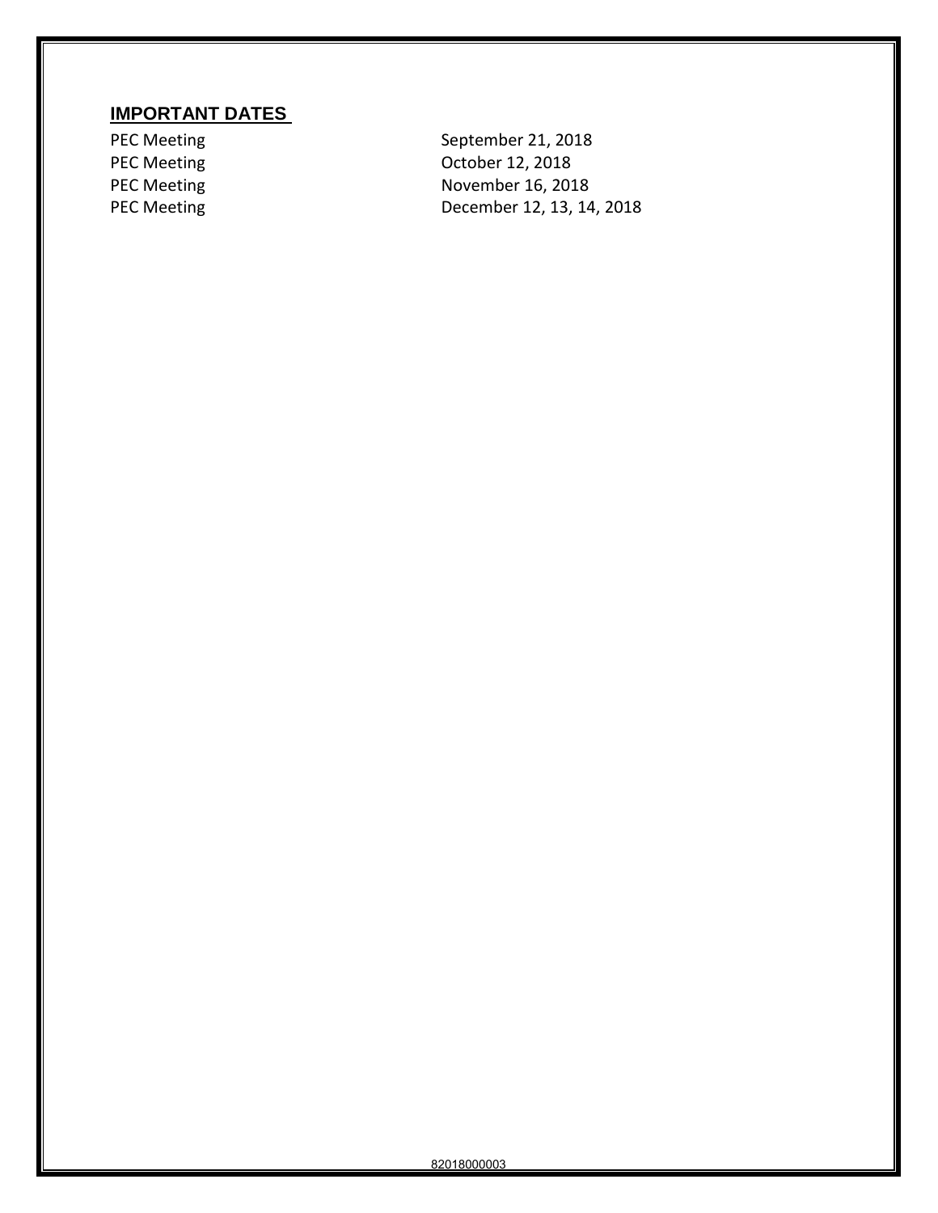## IMPORTANT DATES

| | |
|---|---|
| PEC Meeting | September 21, 2018 |
| PEC Meeting | October 12, 2018 |
| PEC Meeting | November 16, 2018 |
| PEC Meeting | December 12, 13, 14, 2018 |

82018000003